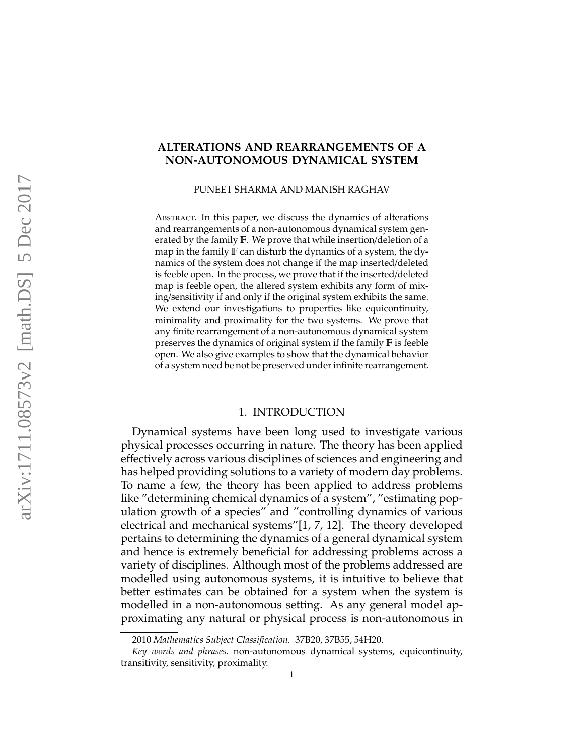# ALTERATIONS AND REARRANGEMENTS OF A NON-AUTONOMOUS DYNAMICAL SYSTEM

PUNEET SHARMA AND MANISH RAGHAV

ABSTRACT. In this paper, we discuss the dynamics of alterations and rearrangements of a non-autonomous dynamical system generated by the family $\mathbb{F}$. We prove that while insertion/deletion of a map in the family $\mathbb{F}$ can disturb the dynamics of a system, the dynamics of the system does not change if the map inserted/deleted is feeble open. In the process, we prove that if the inserted/deleted map is feeble open, the altered system exhibits any form of mixing/sensitivity if and only if the original system exhibits the same. We extend our investigations to properties like equicontinuity, minimality and proximality for the two systems. We prove that any finite rearrangement of a non-autonomous dynamical system preserves the dynamics of original system if the family $\mathbb{F}$ is feeble open. We also give examples to show that the dynamical behavior of a system need be not be preserved under infinite rearrangement.

## 1. INTRODUCTION

Dynamical systems have been long used to investigate various physical processes occurring in nature. The theory has been applied effectively across various disciplines of sciences and engineering and has helped providing solutions to a variety of modern day problems. To name a few, the theory has been applied to address problems like "determining chemical dynamics of a system", "estimating population growth of a species" and "controlling dynamics of various electrical and mechanical systems"[1, 7, 12]. The theory developed pertains to determining the dynamics of a general dynamical system and hence is extremely beneficial for addressing problems across a variety of disciplines. Although most of the problems addressed are modelled using autonomous systems, it is intuitive to believe that better estimates can be obtained for a system when the system is modelled in a non-autonomous setting. As any general model approximating any natural or physical process is non-autonomous in

---

2010 *Mathematics Subject Classification.* 37B20, 37B55, 54H20.

*Key words and phrases.* non-autonomous dynamical systems, equicontinuity, transitivity, sensitivity, proximality.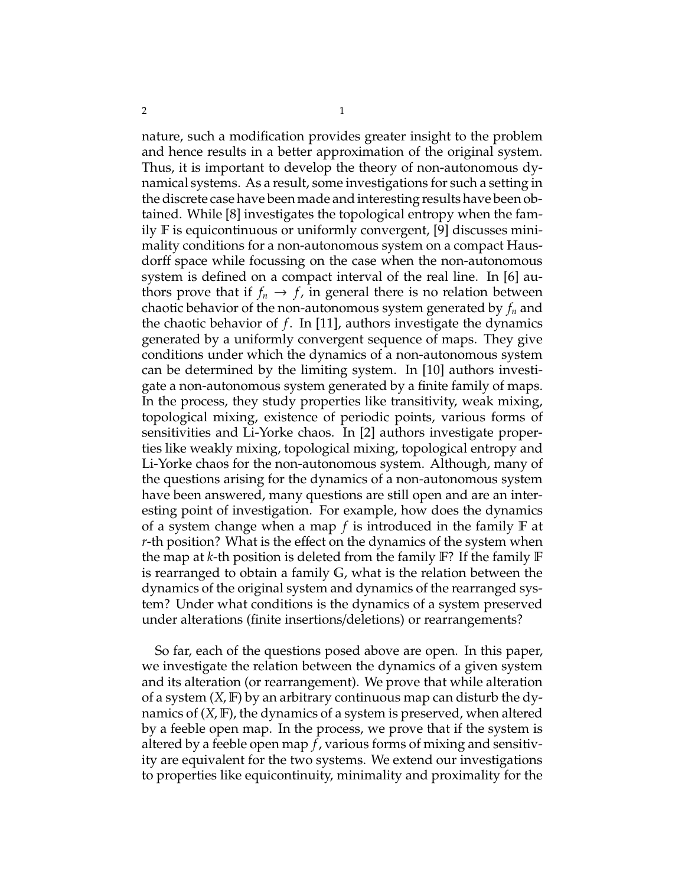nature, such a modification provides greater insight to the problem and hence results in a better approximation of the original system. Thus, it is important to develop the theory of non-autonomous dynamical systems. As a result, some investigations for such a setting in the discrete case have been made and interesting results have been obtained. While [8] investigates the topological entropy when the family $\mathbb{F}$ is equicontinuous or uniformly convergent, [9] discusses minimality conditions for a non-autonomous system on a compact Hausdorff space while focussing on the case when the non-autonomous system is defined on a compact interval of the real line. In [6] authors prove that if $f_n \to f$, in general there is no relation between chaotic behavior of the non-autonomous system generated by $f_n$ and the chaotic behavior of $f$. In [11], authors investigate the dynamics generated by a uniformly convergent sequence of maps. They give conditions under which the dynamics of a non-autonomous system can be determined by the limiting system. In [10] authors investigate a non-autonomous system generated by a finite family of maps. In the process, they study properties like transitivity, weak mixing, topological mixing, existence of periodic points, various forms of sensitivities and Li-Yorke chaos. In [2] authors investigate properties like weakly mixing, topological mixing, topological entropy and Li-Yorke chaos for the non-autonomous system. Although, many of the questions arising for the dynamics of a non-autonomous system have been answered, many questions are still open and are an interesting point of investigation. For example, how does the dynamics of a system change when a map $f$ is introduced in the family $\mathbb{F}$ at $r$-th position? What is the effect on the dynamics of the system when the map at $k$-th position is deleted from the family $\mathbb{F}$? If the family $\mathbb{F}$ is rearranged to obtain a family $\mathbb{G}$, what is the relation between the dynamics of the original system and dynamics of the rearranged system? Under what conditions is the dynamics of a system preserved under alterations (finite insertions/deletions) or rearrangements?

So far, each of the questions posed above are open. In this paper, we investigate the relation between the dynamics of a given system and its alteration (or rearrangement). We prove that while alteration of a system $(X, \mathbb{F})$ by an arbitrary continuous map can disturb the dynamics of $(X, \mathbb{F})$, the dynamics of a system is preserved, when altered by a feeble open map. In the process, we prove that if the system is altered by a feeble open map $f$, various forms of mixing and sensitivity are equivalent for the two systems. We extend our investigations to properties like equicontinuity, minimality and proximality for the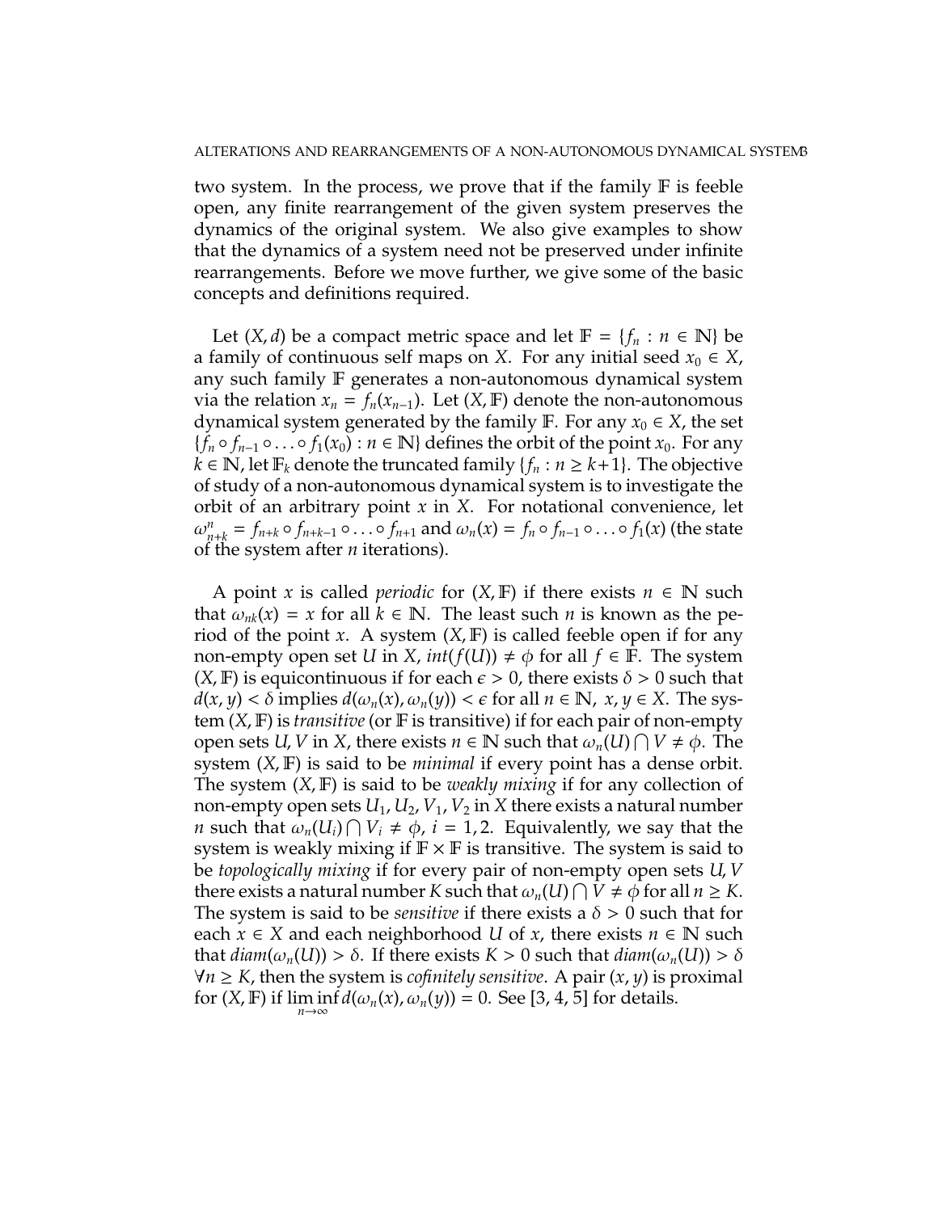two system. In the process, we prove that if the family $\mathbb{F}$ is feeble open, any finite rearrangement of the given system preserves the dynamics of the original system. We also give examples to show that the dynamics of a system need not be preserved under infinite rearrangements. Before we move further, we give some of the basic concepts and definitions required.

Let $(X, d)$ be a compact metric space and let $\mathbb{F} = \{f_n : n \in \mathbb{N}\}$ be a family of continuous self maps on $X$. For any initial seed $x_0 \in X$, any such family $\mathbb{F}$ generates a non-autonomous dynamical system via the relation $x_n = f_n(x_{n-1})$. Let $(X, \mathbb{F})$ denote the non-autonomous dynamical system generated by the family $\mathbb{F}$. For any $x_0 \in X$, the set $\{f_n \circ f_{n-1} \circ \ldots \circ f_1(x_0) : n \in \mathbb{N}\}$ defines the orbit of the point $x_0$. For any $k \in \mathbb{N}$, let $\mathbb{F}_k$ denote the truncated family $\{f_n : n \geq k+1\}$. The objective of study of a non-autonomous dynamical system is to investigate the orbit of an arbitrary point $x$ in $X$. For notational convenience, let $\omega^n_{n+k} = f_{n+k} \circ f_{n+k-1} \circ \ldots \circ f_{n+1}$ and $\omega_n(x) = f_n \circ f_{n-1} \circ \ldots \circ f_1(x)$ (the state of the system after $n$ iterations).

A point $x$ is called *periodic* for $(X, \mathbb{F})$ if there exists $n \in \mathbb{N}$ such that $\omega_{nk}(x) = x$ for all $k \in \mathbb{N}$. The least such $n$ is known as the period of the point $x$. A system $(X, \mathbb{F})$ is called feeble open if for any non-empty open set $U$ in $X$, $int(f(U)) \neq \phi$ for all $f \in \mathbb{F}$. The system $(X, \mathbb{F})$ is equicontinuous if for each $\epsilon > 0$, there exists $\delta > 0$ such that $d(x, y) < \delta$ implies $d(\omega_n(x), \omega_n(y)) < \epsilon$ for all $n \in \mathbb{N},\ x, y \in X$. The system $(X, \mathbb{F})$ is *transitive* (or $\mathbb{F}$ is transitive) if for each pair of non-empty open sets $U, V$ in $X$, there exists $n \in \mathbb{N}$ such that $\omega_n(U) \bigcap V \neq \phi$. The system $(X, \mathbb{F})$ is said to be *minimal* if every point has a dense orbit. The system $(X, \mathbb{F})$ is said to be *weakly mixing* if for any collection of non-empty open sets $U_1, U_2, V_1, V_2$ in $X$ there exists a natural number $n$ such that $\omega_n(U_i) \bigcap V_i \neq \phi$, $i = 1, 2$. Equivalently, we say that the system is weakly mixing if $\mathbb{F} \times \mathbb{F}$ is transitive. The system is said to be *topologically mixing* if for every pair of non-empty open sets $U, V$ there exists a natural number $K$ such that $\omega_n(U) \bigcap V \neq \phi$ for all $n \geq K$. The system is said to be *sensitive* if there exists a $\delta > 0$ such that for each $x \in X$ and each neighborhood $U$ of $x$, there exists $n \in \mathbb{N}$ such that $diam(\omega_n(U)) > \delta$. If there exists $K > 0$ such that $diam(\omega_n(U)) > \delta$ $\forall n \geq K$, then the system is *cofinitely sensitive*. A pair $(x, y)$ is proximal for $(X, \mathbb{F})$ if $\liminf\limits_{n \to \infty} d(\omega_n(x), \omega_n(y)) = 0$. See [3, 4, 5] for details.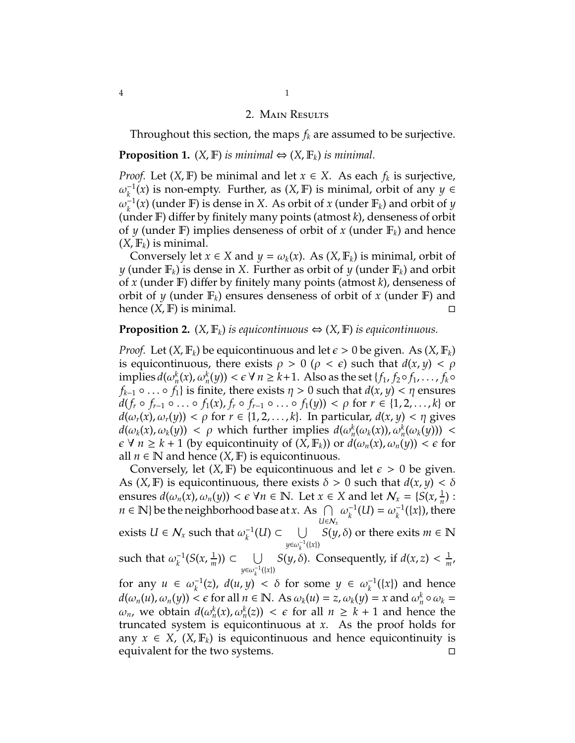## 2. Main Results

Throughout this section, the maps $f_k$ are assumed to be surjective.

**Proposition 1.** *$(X, \mathbb{F})$ is minimal $\Leftrightarrow$ $(X, \mathbb{F}_k)$ is minimal.*

*Proof.* Let $(X, \mathbb{F})$ be minimal and let $x \in X$. As each $f_k$ is surjective, $\omega_k^{-1}(x)$ is non-empty. Further, as $(X, \mathbb{F})$ is minimal, orbit of any $y \in \omega_k^{-1}(x)$ (under $\mathbb{F}$) is dense in $X$. As orbit of $x$ (under $\mathbb{F}_k$) and orbit of $y$ (under $\mathbb{F}$) differ by finitely many points (atmost $k$), denseness of orbit of $y$ (under $\mathbb{F}$) implies denseness of orbit of $x$ (under $\mathbb{F}_k$) and hence $(X, \mathbb{F}_k)$ is minimal.

Conversely let $x \in X$ and $y = \omega_k(x)$. As $(X, \mathbb{F}_k)$ is minimal, orbit of $y$ (under $\mathbb{F}_k$) is dense in $X$. Further as orbit of $y$ (under $\mathbb{F}_k$) and orbit of $x$ (under $\mathbb{F}$) differ by finitely many points (atmost $k$), denseness of orbit of $y$ (under $\mathbb{F}_k$) ensures denseness of orbit of $x$ (under $\mathbb{F}$) and hence $(X, \mathbb{F})$ is minimal. □

**Proposition 2.** *$(X, \mathbb{F}_k)$ is equicontinuous $\Leftrightarrow$ $(X, \mathbb{F})$ is equicontinuous.*

*Proof.* Let $(X, \mathbb{F}_k)$ be equicontinuous and let $\epsilon > 0$ be given. As $(X, \mathbb{F}_k)$ is equicontinuous, there exists $\rho > 0$ ($\rho < \epsilon$) such that $d(x, y) < \rho$ implies $d(\omega_n^k(x), \omega_n^k(y)) < \epsilon$ $\forall$ $n \geq k+1$. Also as the set $\{f_1, f_2 \circ f_1, \ldots, f_k \circ f_{k-1} \circ \ldots \circ f_1\}$ is finite, there exists $\eta > 0$ such that $d(x, y) < \eta$ ensures $d(f_r \circ f_{r-1} \circ \ldots \circ f_1(x), f_r \circ f_{r-1} \circ \ldots \circ f_1(y)) < \rho$ for $r \in \{1, 2, \ldots, k\}$ or $d(\omega_r(x), \omega_r(y)) < \rho$ for $r \in \{1, 2, \ldots, k\}$. In particular, $d(x, y) < \eta$ gives $d(\omega_k(x), \omega_k(y)) < \rho$ which further implies $d(\omega_n^k(\omega_k(x)), \omega_n^k(\omega_k(y))) < \epsilon$ $\forall$ $n \geq k+1$ (by equicontinuity of $(X, \mathbb{F}_k)$) or $d(\omega_n(x), \omega_n(y)) < \epsilon$ for all $n \in \mathbb{N}$ and hence $(X, \mathbb{F})$ is equicontinuous.

Conversely, let $(X, \mathbb{F})$ be equicontinuous and let $\epsilon > 0$ be given. As $(X, \mathbb{F})$ is equicontinuous, there exists $\delta > 0$ such that $d(x, y) < \delta$ ensures $d(\omega_n(x), \omega_n(y)) < \epsilon$ $\forall n \in \mathbb{N}$. Let $x \in X$ and let $\mathcal{N}_x = \{S(x, \frac{1}{n}) : n \in \mathbb{N}\}$ be the neighborhood base at $x$. As $\bigcap\limits_{U \in \mathcal{N}_x} \omega_k^{-1}(U) = \omega_k^{-1}(\{x\})$, there exists $U \in \mathcal{N}_x$ such that $\omega_k^{-1}(U) \subset \bigcup\limits_{y \in \omega_k^{-1}(\{x\})} S(y, \delta)$ or there exits $m \in \mathbb{N}$ such that $\omega_k^{-1}(S(x, \frac{1}{m})) \subset \bigcup\limits_{y \in \omega_k^{-1}(\{x\})} S(y, \delta)$. Consequently, if $d(x, z) < \frac{1}{m}$, for any $u \in \omega_k^{-1}(z)$, $d(u, y) < \delta$ for some $y \in \omega_k^{-1}(\{x\})$ and hence $d(\omega_n(u), \omega_n(y)) < \epsilon$ for all $n \in \mathbb{N}$. As $\omega_k(u) = z$, $\omega_k(y) = x$ and $\omega_n^k \circ \omega_k = \omega_n$, we obtain $d(\omega_n^k(x), \omega_n^k(z)) < \epsilon$ for all $n \geq k+1$ and hence the truncated system is equicontinuous at $x$. As the proof holds for any $x \in X$, $(X, \mathbb{F}_k)$ is equicontinuous and hence equicontinuity is equivalent for the two systems. □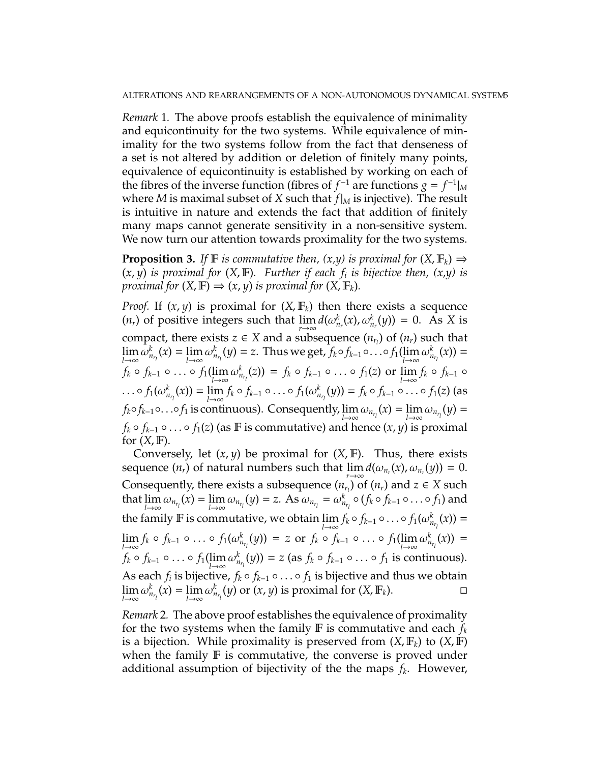*Remark* 1. The above proofs establish the equivalence of minimality and equicontinuity for the two systems. While equivalence of minimality for the two systems follow from the fact that denseness of a set is not altered by addition or deletion of finitely many points, equivalence of equicontinuity is established by working on each of the fibres of the inverse function (fibres of $f^{-1}$ are functions $g = f^{-1}|_M$ where $M$ is maximal subset of $X$ such that $f|_M$ is injective). The result is intuitive in nature and extends the fact that addition of finitely many maps cannot generate sensitivity in a non-sensitive system. We now turn our attention towards proximality for the two systems.

**Proposition 3.** *If $\mathbb{F}$ is commutative then, (x,y) is proximal for $(X, \mathbb{F}_k) \Rightarrow (x, y)$ is proximal for $(X, \mathbb{F})$. Further if each $f_i$ is bijective then, (x,y) is proximal for $(X, \mathbb{F}) \Rightarrow (x, y)$ is proximal for $(X, \mathbb{F}_k)$.*

*Proof.* If $(x, y)$ is proximal for $(X, \mathbb{F}_k)$ then there exists a sequence $(n_r)$ of positive integers such that $\lim\limits_{r\to\infty} d(\omega^k_{n_r}(x), \omega^k_{n_r}(y)) = 0$. As $X$ is compact, there exists $z \in X$ and a subsequence $(n_{r_l})$ of $(n_r)$ such that $\lim\limits_{l\to\infty} \omega^k_{n_{r_l}}(x) = \lim\limits_{l\to\infty} \omega^k_{n_{r_l}}(y) = z$. Thus we get, $f_k \circ f_{k-1} \circ \ldots \circ f_1(\lim\limits_{l\to\infty} \omega^k_{n_{r_l}}(x)) = f_k \circ f_{k-1} \circ \ldots \circ f_1(\lim\limits_{l\to\infty} \omega^k_{n_{r_l}}(z)) = f_k \circ f_{k-1} \circ \ldots \circ f_1(z)$ or $\lim\limits_{l\to\infty} f_k \circ f_{k-1} \circ \ldots \circ f_1(\omega^k_{n_{r_l}}(x)) = \lim\limits_{l\to\infty} f_k \circ f_{k-1} \circ \ldots \circ f_1(\omega^k_{n_{r_l}}(y)) = f_k \circ f_{k-1} \circ \ldots \circ f_1(z)$ (as $f_k \circ f_{k-1} \circ \ldots \circ f_1$ is continuous). Consequently, $\lim\limits_{l\to\infty} \omega_{n_{r_l}}(x) = \lim\limits_{l\to\infty} \omega_{n_{r_l}}(y) = f_k \circ f_{k-1} \circ \ldots \circ f_1(z)$ (as $\mathbb{F}$ is commutative) and hence $(x, y)$ is proximal for $(X, \mathbb{F})$.

Conversely, let $(x, y)$ be proximal for $(X, \mathbb{F})$. Thus, there exists sequence $(n_r)$ of natural numbers such that $\lim\limits_{r\to\infty} d(\omega_{n_r}(x), \omega_{n_r}(y)) = 0$. Consequently, there exists a subsequence $(n_{r_l})$ of $(n_r)$ and $z \in X$ such that $\lim\limits_{l\to\infty} \omega_{n_{r_l}}(x) = \lim\limits_{l\to\infty} \omega_{n_{r_l}}(y) = z$. As $\omega_{n_{r_l}} = \omega^k_{n_{r_l}} \circ (f_k \circ f_{k-1} \circ \ldots \circ f_1)$ and the family $\mathbb{F}$ is commutative, we obtain $\lim\limits_{l\to\infty} f_k \circ f_{k-1} \circ \ldots \circ f_1(\omega^k_{n_{r_l}}(x)) = \lim\limits_{l\to\infty} f_k \circ f_{k-1} \circ \ldots \circ f_1(\omega^k_{n_{r_l}}(y)) = z$ or $f_k \circ f_{k-1} \circ \ldots \circ f_1(\lim\limits_{l\to\infty} \omega^k_{n_{r_l}}(x)) = f_k \circ f_{k-1} \circ \ldots \circ f_1(\lim\limits_{l\to\infty} \omega^k_{n_{r_l}}(y)) = z$ (as $f_k \circ f_{k-1} \circ \ldots \circ f_1$ is continuous). As each $f_i$ is bijective, $f_k \circ f_{k-1} \circ \ldots \circ f_1$ is bijective and thus we obtain $\lim\limits_{l\to\infty} \omega^k_{n_{r_l}}(x) = \lim\limits_{l\to\infty} \omega^k_{n_{r_l}}(y)$ or $(x, y)$ is proximal for $(X, \mathbb{F}_k)$. ∎

*Remark* 2. The above proof establishes the equivalence of proximality for the two systems when the family $\mathbb{F}$ is commutative and each $f_k$ is a bijection. While proximality is preserved from $(X, \mathbb{F}_k)$ to $(X, \mathbb{F})$ when the family $\mathbb{F}$ is commutative, the converse is proved under additional assumption of bijectivity of the the maps $f_k$. However,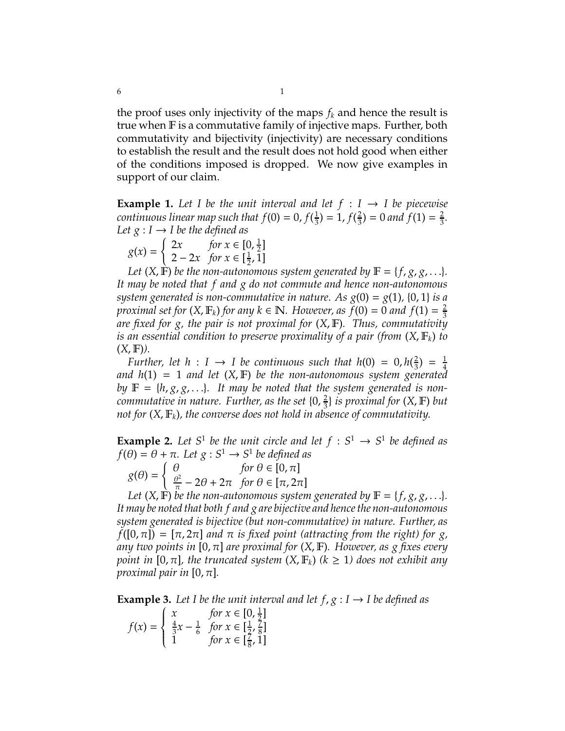the proof uses only injectivity of the maps $f_k$ and hence the result is true when $\mathbb{F}$ is a commutative family of injective maps. Further, both commutativity and bijectivity (injectivity) are necessary conditions to establish the result and the result does not hold good when either of the conditions imposed is dropped. We now give examples in support of our claim.

**Example 1.** *Let $I$ be the unit interval and let $f : I \to I$ be piecewise continuous linear map such that $f(0) = 0$, $f(\frac{1}{3}) = 1$, $f(\frac{2}{3}) = 0$ and $f(1) = \frac{2}{3}$. Let $g : I \to I$ be the defined as*

$$g(x) = \begin{cases} 2x & \text{for } x \in [0, \frac{1}{2}] \\ 2 - 2x & \text{for } x \in [\frac{1}{2}, 1] \end{cases}$$

*Let $(X, \mathbb{F})$ be the non-autonomous system generated by $\mathbb{F} = \{f, g, g, \ldots\}$. It may be noted that $f$ and $g$ do not commute and hence non-autonomous system generated is non-commutative in nature. As $g(0) = g(1)$, $\{0, 1\}$ is a proximal set for $(X, \mathbb{F}_k)$ for any $k \in \mathbb{N}$. However, as $f(0) = 0$ and $f(1) = \frac{2}{3}$ are fixed for $g$, the pair is not proximal for $(X, \mathbb{F})$. Thus, commutativity is an essential condition to preserve proximality of a pair (from $(X, \mathbb{F}_k)$ to $(X, \mathbb{F})$).*

*Further, let $h : I \to I$ be continuous such that $h(0) = 0, h(\frac{2}{3}) = \frac{1}{4}$ and $h(1) = 1$ and let $(X, \mathbb{F})$ be the non-autonomous system generated by $\mathbb{F} = \{h, g, g, \ldots\}$. It may be noted that the system generated is non-commutative in nature. Further, as the set $\{0, \frac{2}{3}\}$ is proximal for $(X, \mathbb{F})$ but not for $(X, \mathbb{F}_k)$, the converse does not hold in absence of commutativity.*

**Example 2.** *Let $S^1$ be the unit circle and let $f : S^1 \to S^1$ be defined as $f(\theta) = \theta + \pi$. Let $g : S^1 \to S^1$ be defined as*

$$g(\theta) = \begin{cases} \theta & \text{for } \theta \in [0, \pi] \\ \frac{\theta^2}{\pi} - 2\theta + 2\pi & \text{for } \theta \in [\pi, 2\pi] \end{cases}$$

*Let $(X, \mathbb{F})$ be the non-autonomous system generated by $\mathbb{F} = \{f, g, g, \ldots\}$. It may be noted that both $f$ and $g$ are bijective and hence the non-autonomous system generated is bijective (but non-commutative) in nature. Further, as $f([0, \pi]) = [\pi, 2\pi]$ and $\pi$ is fixed point (attracting from the right) for $g$, any two points in $[0, \pi]$ are proximal for $(X, \mathbb{F})$. However, as $g$ fixes every point in $[0, \pi]$, the truncated system $(X, \mathbb{F}_k)$ ($k \geq 1$) does not exhibit any proximal pair in $[0, \pi]$.*

**Example 3.** *Let $I$ be the unit interval and let $f, g : I \to I$ be defined as*

$$f(x) = \begin{cases} x & \text{for } x \in [0, \frac{1}{2}] \\ \frac{4}{3}x - \frac{1}{6} & \text{for } x \in [\frac{1}{2}, \frac{7}{8}] \\ 1 & \text{for } x \in [\frac{7}{8}, 1] \end{cases}$$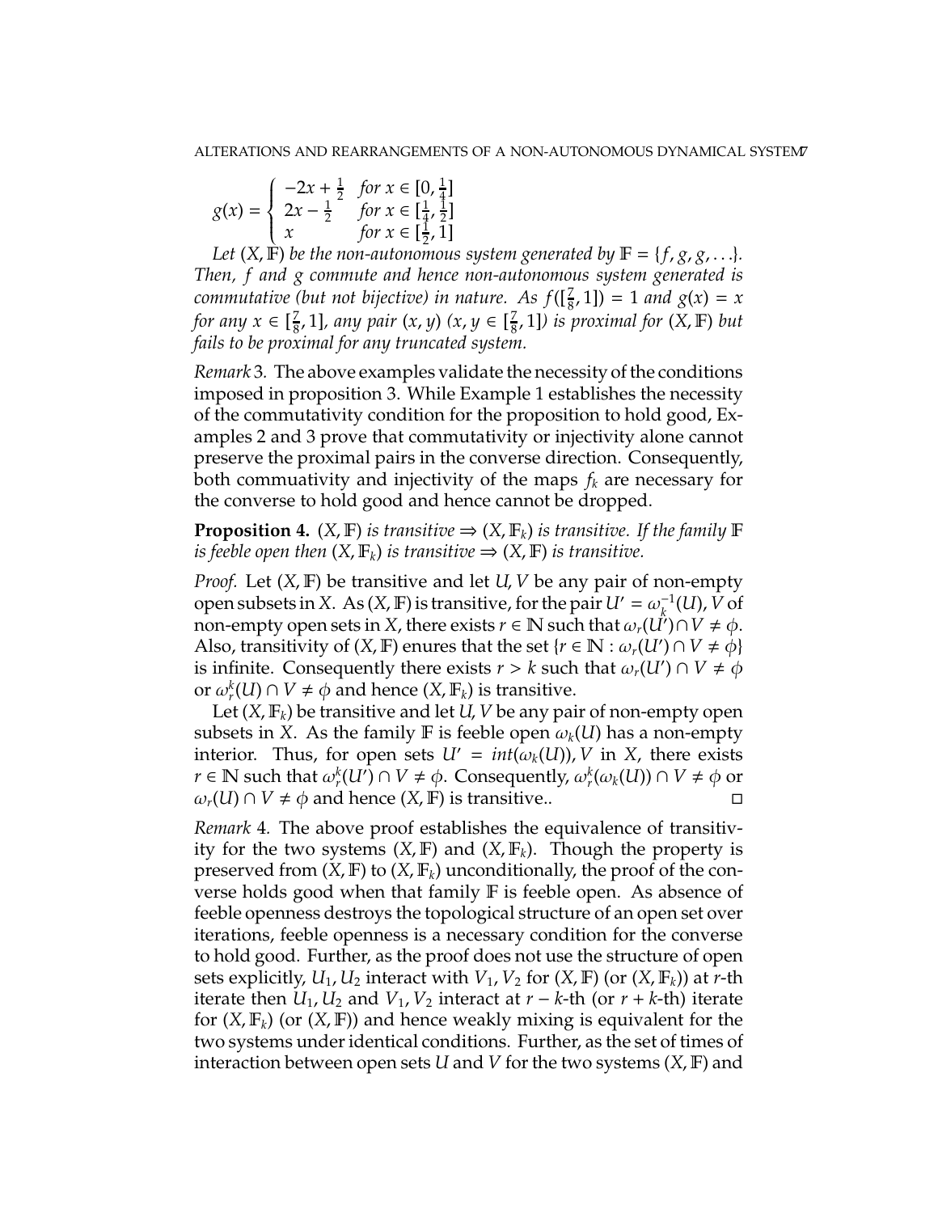$$g(x) = \begin{cases} -2x + \frac{1}{2} & \text{for } x \in [0, \frac{1}{4}] \\ 2x - \frac{1}{2} & \text{for } x \in [\frac{1}{4}, \frac{1}{2}] \\ x & \text{for } x \in [\frac{1}{2}, 1] \end{cases}$$

*Let $(X, \mathbb{F})$ be the non-autonomous system generated by $\mathbb{F} = \{f, g, g, \ldots\}$. Then, $f$ and $g$ commute and hence non-autonomous system generated is commutative (but not bijective) in nature. As $f([\frac{7}{8}, 1]) = 1$ and $g(x) = x$ for any $x \in [\frac{7}{8}, 1]$, any pair $(x, y)$ $(x, y \in [\frac{7}{8}, 1])$ is proximal for $(X, \mathbb{F})$ but fails to be proximal for any truncated system.*

*Remark* 3. The above examples validate the necessity of the conditions imposed in proposition 3. While Example 1 establishes the necessity of the commutativity condition for the proposition to hold good, Examples 2 and 3 prove that commutativity or injectivity alone cannot preserve the proximal pairs in the converse direction. Consequently, both commuativity and injectivity of the maps $f_k$ are necessary for the converse to hold good and hence cannot be dropped.

**Proposition 4.** *$(X, \mathbb{F})$ is transitive $\Rightarrow$ $(X, \mathbb{F}_k)$ is transitive. If the family $\mathbb{F}$ is feeble open then $(X, \mathbb{F}_k)$ is transitive $\Rightarrow$ $(X, \mathbb{F})$ is transitive.*

*Proof.* Let $(X, \mathbb{F})$ be transitive and let $U, V$ be any pair of non-empty open subsets in $X$. As $(X, \mathbb{F})$ is transitive, for the pair $U' = \omega_k^{-1}(U), V$ of non-empty open sets in $X$, there exists $r \in \mathbb{N}$ such that $\omega_r(U') \cap V \neq \phi$. Also, transitivity of $(X, \mathbb{F})$ enures that the set $\{r \in \mathbb{N} : \omega_r(U') \cap V \neq \phi\}$ is infinite. Consequently there exists $r > k$ such that $\omega_r(U') \cap V \neq \phi$ or $\omega_r^k(U) \cap V \neq \phi$ and hence $(X, \mathbb{F}_k)$ is transitive.

Let $(X, \mathbb{F}_k)$ be transitive and let $U, V$ be any pair of non-empty open subsets in $X$. As the family $\mathbb{F}$ is feeble open $\omega_k(U)$ has a non-empty interior. Thus, for open sets $U' = int(\omega_k(U)), V$ in $X$, there exists $r \in \mathbb{N}$ such that $\omega_r^k(U') \cap V \neq \phi$. Consequently, $\omega_r^k(\omega_k(U)) \cap V \neq \phi$ or $\omega_r(U) \cap V \neq \phi$ and hence $(X, \mathbb{F})$ is transitive.. □

*Remark* 4. The above proof establishes the equivalence of transitivity for the two systems $(X, \mathbb{F})$ and $(X, \mathbb{F}_k)$. Though the property is preserved from $(X, \mathbb{F})$ to $(X, \mathbb{F}_k)$ unconditionally, the proof of the converse holds good when that family $\mathbb{F}$ is feeble open. As absence of feeble openness destroys the topological structure of an open set over iterations, feeble openness is a necessary condition for the converse to hold good. Further, as the proof does not use the structure of open sets explicitly, $U_1, U_2$ interact with $V_1, V_2$ for $(X, \mathbb{F})$ (or $(X, \mathbb{F}_k)$) at $r$-th iterate then $U_1, U_2$ and $V_1, V_2$ interact at $r-k$-th (or $r+k$-th) iterate for $(X, \mathbb{F}_k)$ (or $(X, \mathbb{F})$) and hence weakly mixing is equivalent for the two systems under identical conditions. Further, as the set of times of interaction between open sets $U$ and $V$ for the two systems $(X, \mathbb{F})$ and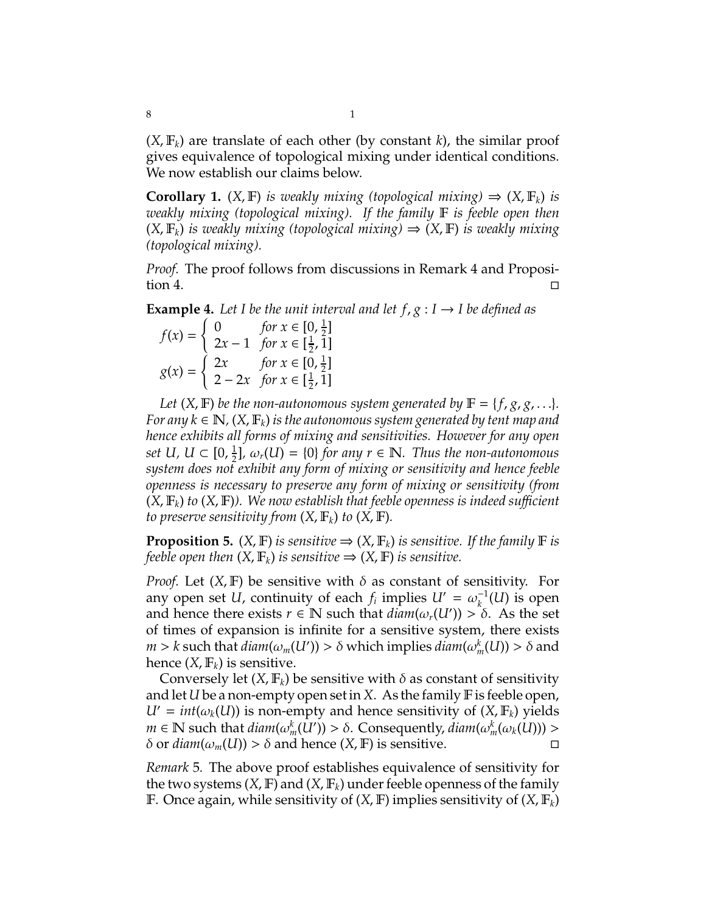$(X, \mathbb{F}_k)$ are translate of each other (by constant $k$), the similar proof gives equivalence of topological mixing under identical conditions. We now establish our claims below.

**Corollary 1.** *$(X, \mathbb{F})$ is weakly mixing (topological mixing) $\Rightarrow$ $(X, \mathbb{F}_k)$ is weakly mixing (topological mixing). If the family $\mathbb{F}$ is feeble open then $(X, \mathbb{F}_k)$ is weakly mixing (topological mixing) $\Rightarrow$ $(X, \mathbb{F})$ is weakly mixing (topological mixing).*

*Proof.* The proof follows from discussions in Remark 4 and Proposition 4. □

**Example 4.** *Let $I$ be the unit interval and let $f, g : I \to I$ be defined as*

$$f(x) = \begin{cases} 0 & \text{for } x \in [0, \frac{1}{2}] \\ 2x - 1 & \text{for } x \in [\frac{1}{2}, 1] \end{cases}$$

$$g(x) = \begin{cases} 2x & \text{for } x \in [0, \frac{1}{2}] \\ 2 - 2x & \text{for } x \in [\frac{1}{2}, 1] \end{cases}$$

*Let $(X, \mathbb{F})$ be the non-autonomous system generated by $\mathbb{F} = \{f, g, g, \ldots\}$. For any $k \in \mathbb{N}$, $(X, \mathbb{F}_k)$ is the autonomous system generated by tent map and hence exhibits all forms of mixing and sensitivities. However for any open set $U$, $U \subset [0, \frac{1}{2}]$, $\omega_r(U) = \{0\}$ for any $r \in \mathbb{N}$. Thus the non-autonomous system does not exhibit any form of mixing or sensitivity and hence feeble openness is necessary to preserve any form of mixing or sensitivity (from $(X, \mathbb{F}_k)$ to $(X, \mathbb{F})$). We now establish that feeble openness is indeed sufficient to preserve sensitivity from $(X, \mathbb{F}_k)$ to $(X, \mathbb{F})$.*

**Proposition 5.** *$(X, \mathbb{F})$ is sensitive $\Rightarrow$ $(X, \mathbb{F}_k)$ is sensitive. If the family $\mathbb{F}$ is feeble open then $(X, \mathbb{F}_k)$ is sensitive $\Rightarrow$ $(X, \mathbb{F})$ is sensitive.*

*Proof.* Let $(X, \mathbb{F})$ be sensitive with $\delta$ as constant of sensitivity. For any open set $U$, continuity of each $f_i$ implies $U' = \omega_k^{-1}(U)$ is open and hence there exists $r \in \mathbb{N}$ such that $diam(\omega_r(U')) > \delta$. As the set of times of expansion is infinite for a sensitive system, there exists $m > k$ such that $diam(\omega_m(U')) > \delta$ which implies $diam(\omega_m^k(U)) > \delta$ and hence $(X, \mathbb{F}_k)$ is sensitive.

Conversely let $(X, \mathbb{F}_k)$ be sensitive with $\delta$ as constant of sensitivity and let $U$ be a non-empty open set in $X$. As the family $\mathbb{F}$ is feeble open, $U' = int(\omega_k(U))$ is non-empty and hence sensitivity of $(X, \mathbb{F}_k)$ yields $m \in \mathbb{N}$ such that $diam(\omega_m^k(U')) > \delta$. Consequently, $diam(\omega_m^k(\omega_k(U))) > \delta$ or $diam(\omega_m(U)) > \delta$ and hence $(X, \mathbb{F})$ is sensitive. □

*Remark* 5. The above proof establishes equivalence of sensitivity for the two systems $(X, \mathbb{F})$ and $(X, \mathbb{F}_k)$ under feeble openness of the family $\mathbb{F}$. Once again, while sensitivity of $(X, \mathbb{F})$ implies sensitivity of $(X, \mathbb{F}_k)$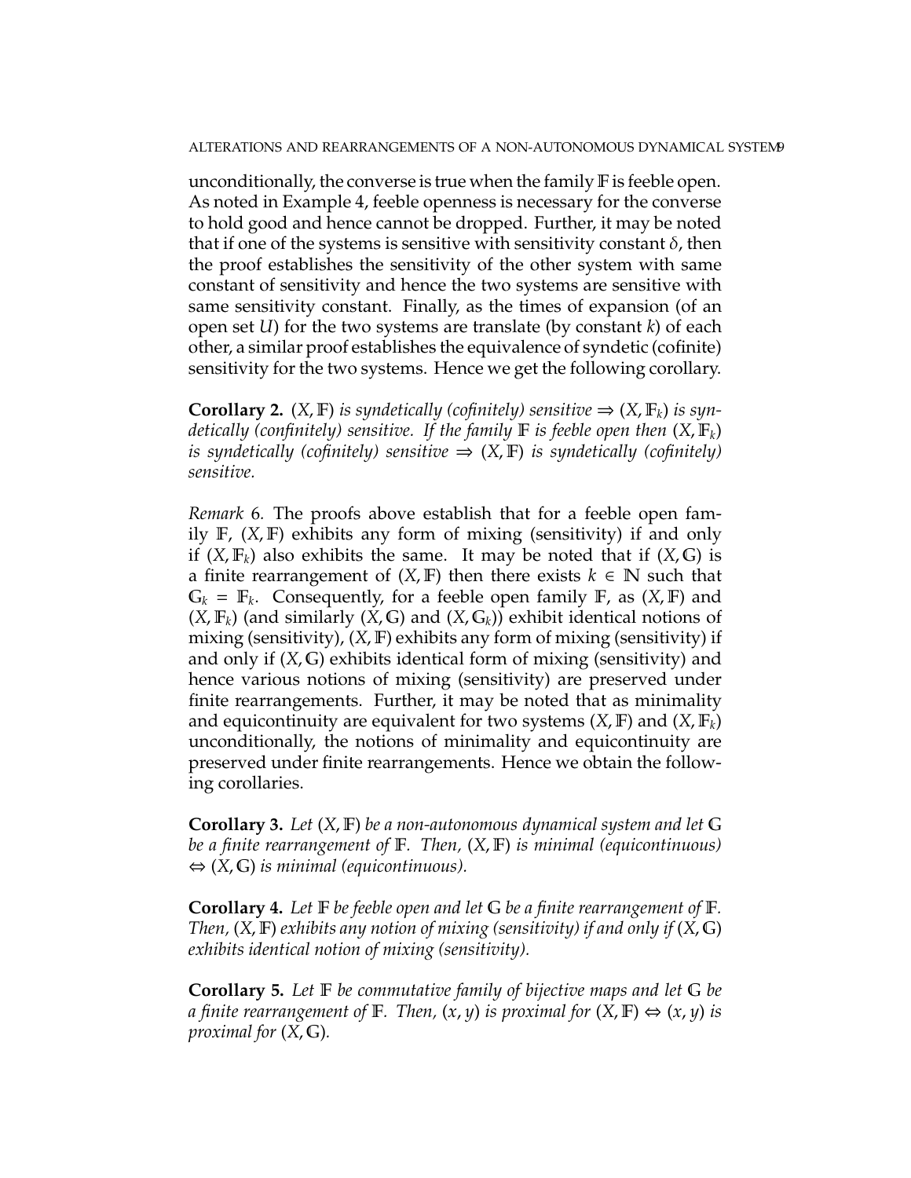unconditionally, the converse is true when the family $\mathbb{F}$ is feeble open. As noted in Example 4, feeble openness is necessary for the converse to hold good and hence cannot be dropped. Further, it may be noted that if one of the systems is sensitive with sensitivity constant $\delta$, then the proof establishes the sensitivity of the other system with same constant of sensitivity and hence the two systems are sensitive with same sensitivity constant. Finally, as the times of expansion (of an open set $U$) for the two systems are translate (by constant $k$) of each other, a similar proof establishes the equivalence of syndetic (cofinite) sensitivity for the two systems. Hence we get the following corollary.

**Corollary 2.** *$(X, \mathbb{F})$ is syndetically (cofinitely) sensitive $\Rightarrow$ $(X, \mathbb{F}_k)$ is syndetically (confinitely) sensitive. If the family $\mathbb{F}$ is feeble open then $(X, \mathbb{F}_k)$ is syndetically (cofinitely) sensitive $\Rightarrow$ $(X, \mathbb{F})$ is syndetically (cofinitely) sensitive.*

*Remark* 6. The proofs above establish that for a feeble open family $\mathbb{F}$, $(X, \mathbb{F})$ exhibits any form of mixing (sensitivity) if and only if $(X, \mathbb{F}_k)$ also exhibits the same. It may be noted that if $(X, \mathbb{G})$ is a finite rearrangement of $(X, \mathbb{F})$ then there exists $k \in \mathbb{N}$ such that $\mathbb{G}_k = \mathbb{F}_k$. Consequently, for a feeble open family $\mathbb{F}$, as $(X, \mathbb{F})$ and $(X, \mathbb{F}_k)$ (and similarly $(X, \mathbb{G})$ and $(X, \mathbb{G}_k)$) exhibit identical notions of mixing (sensitivity), $(X, \mathbb{F})$ exhibits any form of mixing (sensitivity) if and only if $(X, \mathbb{G})$ exhibits identical form of mixing (sensitivity) and hence various notions of mixing (sensitivity) are preserved under finite rearrangements. Further, it may be noted that as minimality and equicontinuity are equivalent for two systems $(X, \mathbb{F})$ and $(X, \mathbb{F}_k)$ unconditionally, the notions of minimality and equicontinuity are preserved under finite rearrangements. Hence we obtain the following corollaries.

**Corollary 3.** *Let $(X, \mathbb{F})$ be a non-autonomous dynamical system and let $\mathbb{G}$ be a finite rearrangement of $\mathbb{F}$. Then, $(X, \mathbb{F})$ is minimal (equicontinuous) $\Leftrightarrow$ $(X, \mathbb{G})$ is minimal (equicontinuous).*

**Corollary 4.** *Let $\mathbb{F}$ be feeble open and let $\mathbb{G}$ be a finite rearrangement of $\mathbb{F}$. Then, $(X, \mathbb{F})$ exhibits any notion of mixing (sensitivity) if and only if $(X, \mathbb{G})$ exhibits identical notion of mixing (sensitivity).*

**Corollary 5.** *Let $\mathbb{F}$ be commutative family of bijective maps and let $\mathbb{G}$ be a finite rearrangement of $\mathbb{F}$. Then, $(x, y)$ is proximal for $(X, \mathbb{F})$ $\Leftrightarrow$ $(x, y)$ is proximal for $(X, \mathbb{G})$.*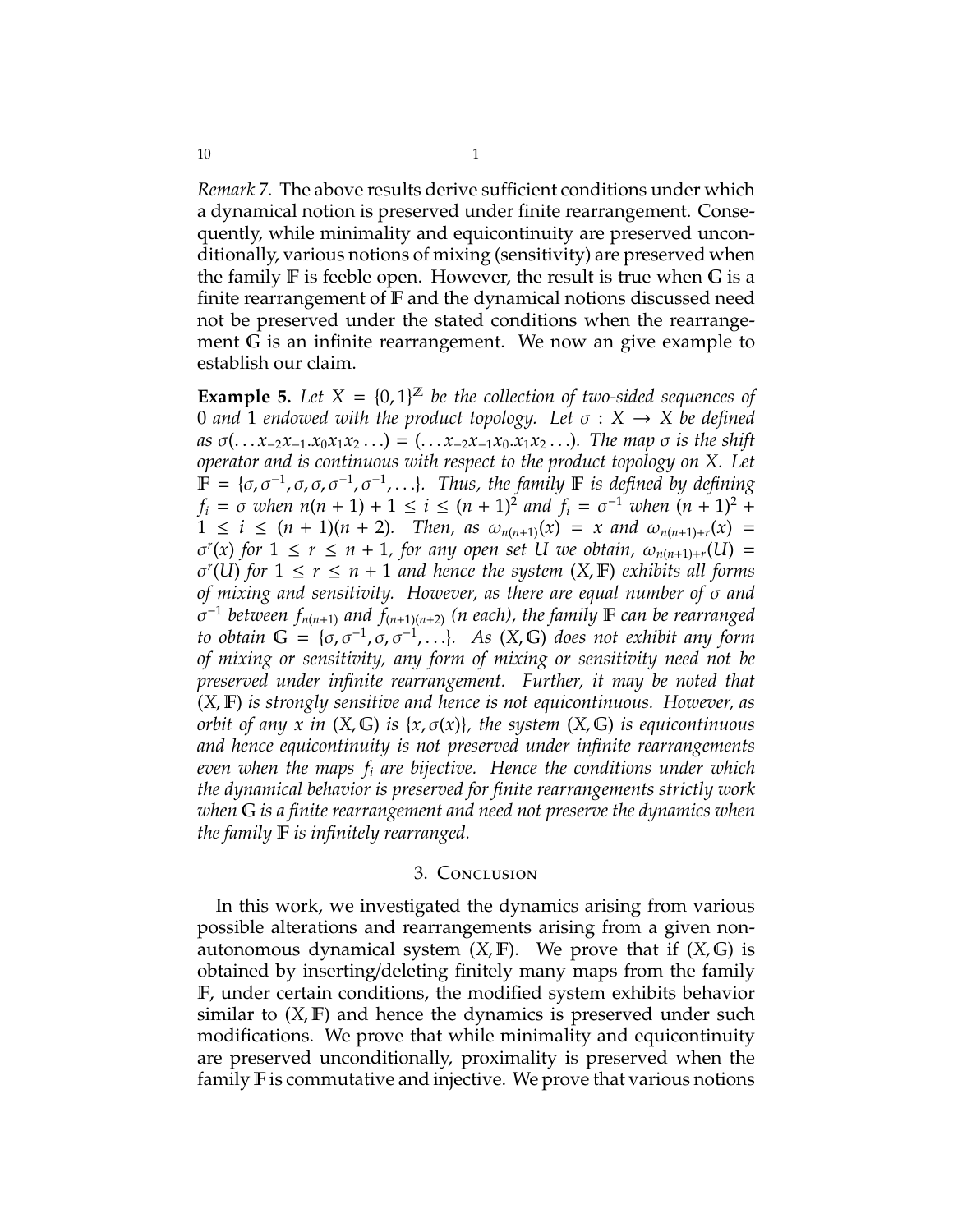*Remark* 7. The above results derive sufficient conditions under which a dynamical notion is preserved under finite rearrangement. Consequently, while minimality and equicontinuity are preserved unconditionally, various notions of mixing (sensitivity) are preserved when the family $\mathbb{F}$ is feeble open. However, the result is true when $\mathbb{G}$ is a finite rearrangement of $\mathbb{F}$ and the dynamical notions discussed need not be preserved under the stated conditions when the rearrangement $\mathbb{G}$ is an infinite rearrangement. We now an give example to establish our claim.

**Example 5.** *Let $X = \{0, 1\}^{\mathbb{Z}}$ be the collection of two-sided sequences of 0 and 1 endowed with the product topology. Let $\sigma : X \to X$ be defined as $\sigma(\ldots x_{-2}x_{-1}.x_0x_1x_2\ldots) = (\ldots x_{-2}x_{-1}x_0.x_1x_2\ldots)$. The map $\sigma$ is the shift operator and is continuous with respect to the product topology on $X$. Let $\mathbb{F} = \{\sigma, \sigma^{-1}, \sigma, \sigma, \sigma^{-1}, \sigma^{-1}, \ldots\}$. Thus, the family $\mathbb{F}$ is defined by defining $f_i = \sigma$ when $n(n+1) + 1 \leq i \leq (n+1)^2$ and $f_i = \sigma^{-1}$ when $(n+1)^2 + 1 \leq i \leq (n+1)(n+2)$. Then, as $\omega_{n(n+1)}(x) = x$ and $\omega_{n(n+1)+r}(x) = \sigma^r(x)$ for $1 \leq r \leq n+1$, for any open set $U$ we obtain, $\omega_{n(n+1)+r}(U) = \sigma^r(U)$ for $1 \leq r \leq n+1$ and hence the system $(X, \mathbb{F})$ exhibits all forms of mixing and sensitivity. However, as there are equal number of $\sigma$ and $\sigma^{-1}$ between $f_{n(n+1)}$ and $f_{(n+1)(n+2)}$ ($n$ each), the family $\mathbb{F}$ can be rearranged to obtain $\mathbb{G} = \{\sigma, \sigma^{-1}, \sigma, \sigma^{-1}, \ldots\}$. As $(X, \mathbb{G})$ does not exhibit any form of mixing or sensitivity, any form of mixing or sensitivity need not be preserved under infinite rearrangement. Further, it may be noted that $(X, \mathbb{F})$ is strongly sensitive and hence is not equicontinuous. However, as orbit of any $x$ in $(X, \mathbb{G})$ is $\{x, \sigma(x)\}$, the system $(X, \mathbb{G})$ is equicontinuous and hence equicontinuity is not preserved under infinite rearrangements even when the maps $f_i$ are bijective. Hence the conditions under which the dynamical behavior is preserved for finite rearrangements strictly work when $\mathbb{G}$ is a finite rearrangement and need not preserve the dynamics when the family $\mathbb{F}$ is infinitely rearranged.*

## 3. Conclusion

In this work, we investigated the dynamics arising from various possible alterations and rearrangements arising from a given non-autonomous dynamical system $(X, \mathbb{F})$. We prove that if $(X, \mathbb{G})$ is obtained by inserting/deleting finitely many maps from the family $\mathbb{F}$, under certain conditions, the modified system exhibits behavior similar to $(X, \mathbb{F})$ and hence the dynamics is preserved under such modifications. We prove that while minimality and equicontinuity are preserved unconditionally, proximality is preserved when the family $\mathbb{F}$ is commutative and injective. We prove that various notions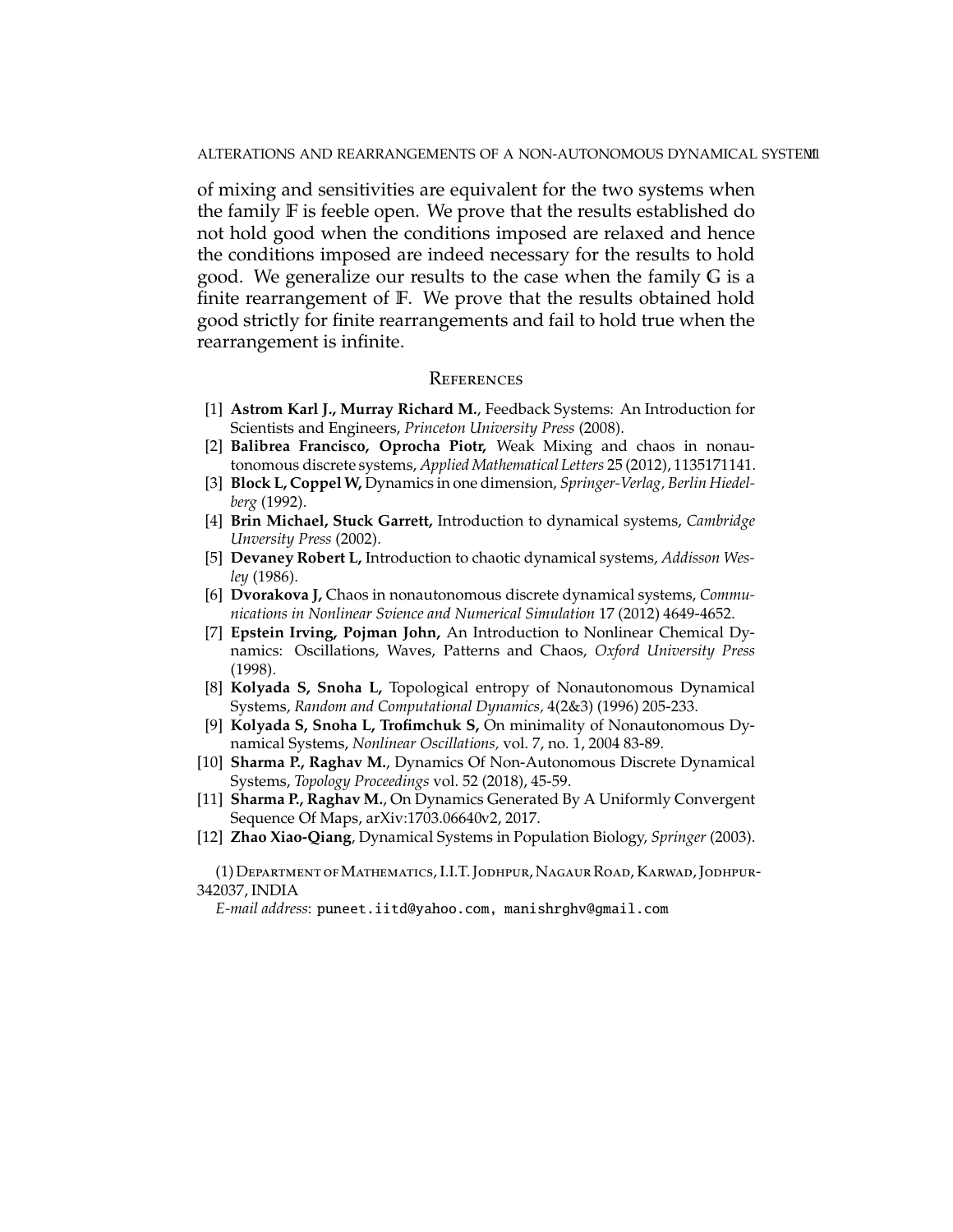of mixing and sensitivities are equivalent for the two systems when the family $\mathbb{F}$ is feeble open. We prove that the results established do not hold good when the conditions imposed are relaxed and hence the conditions imposed are indeed necessary for the results to hold good. We generalize our results to the case when the family $\mathbb{G}$ is a finite rearrangement of $\mathbb{F}$. We prove that the results obtained hold good strictly for finite rearrangements and fail to hold true when the rearrangement is infinite.

## References

[1] **Astrom Karl J., Murray Richard M.**, Feedback Systems: An Introduction for Scientists and Engineers, *Princeton University Press* (2008).

[2] **Balibrea Francisco, Oprocha Piotr,** Weak Mixing and chaos in nonautonomous discrete systems, *Applied Mathematical Letters* 25 (2012), 1135171141.

[3] **Block L, Coppel W,** Dynamics in one dimension, *Springer-Verlag, Berlin Hiedelberg* (1992).

[4] **Brin Michael, Stuck Garrett,** Introduction to dynamical systems, *Cambridge Unversity Press* (2002).

[5] **Devaney Robert L,** Introduction to chaotic dynamical systems, *Addisson Wesley* (1986).

[6] **Dvorakova J,** Chaos in nonautonomous discrete dynamical systems, *Communications in Nonlinear Svience and Numerical Simulation* 17 (2012) 4649-4652.

[7] **Epstein Irving, Pojman John,** An Introduction to Nonlinear Chemical Dynamics: Oscillations, Waves, Patterns and Chaos, *Oxford University Press* (1998).

[8] **Kolyada S, Snoha L,** Topological entropy of Nonautonomous Dynamical Systems, *Random and Computational Dynamics,* 4(2&3) (1996) 205-233.

[9] **Kolyada S, Snoha L, Trofimchuk S,** On minimality of Nonautonomous Dynamical Systems, *Nonlinear Oscillations,* vol. 7, no. 1, 2004 83-89.

[10] **Sharma P., Raghav M.**, Dynamics Of Non-Autonomous Discrete Dynamical Systems, *Topology Proceedings* vol. 52 (2018), 45-59.

[11] **Sharma P., Raghav M.**, On Dynamics Generated By A Uniformly Convergent Sequence Of Maps, arXiv:1703.06640v2, 2017.

[12] **Zhao Xiao-Qiang**, Dynamical Systems in Population Biology, *Springer* (2003).

(1) Department of Mathematics, I.I.T. Jodhpur, Nagaur Road, Karwad, Jodhpur-342037, INDIA

*E-mail address*: puneet.iitd@yahoo.com, manishrghv@gmail.com